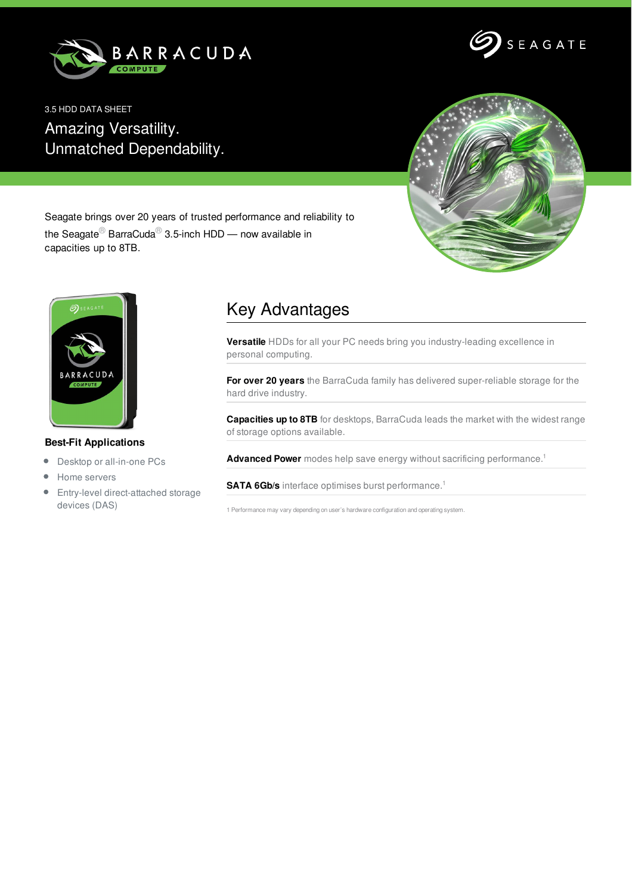3.5 HDD DATA SHEET

# Amazing Versatility. Unmatched Dependability.

Seagate brings over 20 years of trusted performance and reliability to the Seagate® BarraCuda® 3.5-inch HDD — now available in capacities up to 8TB.

### Best-Fit Applications

- Desktop or all-in-one PCs
- Home servers
- Entry-level direct-attached storage devices (DAS)

## Key Advantages

**Versatile** HDDs for all your PC needs bring you industry-leading excellence in personal computing.

**For over 20 years** the BarraCuda family has delivered super-reliable storage for the hard drive industry.

**Capacities up to 8TB** for desktops, BarraCuda leads the market with the widest range of storage options available.

**Advanced Power** modes help save energy without sacrificing performance.[1]

**SATA 6Gb/s** interface optimises burst performance.[1]

1 Performance may vary depending on user's hardware configuration and operating system.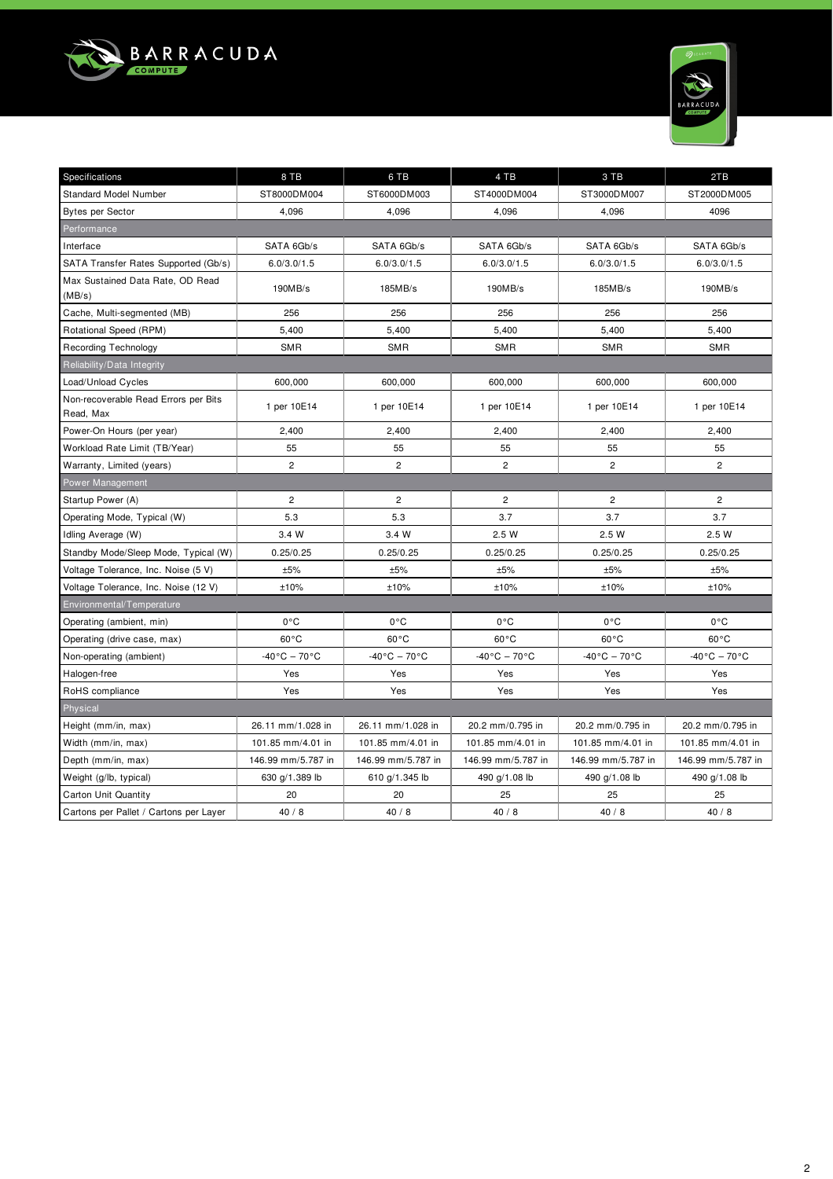BARRACUDA COMPUTE

| Specifications | 8 TB | 6 TB | 4 TB | 3 TB | 2TB |
|---|---|---|---|---|---|
| Standard Model Number | ST8000DM004 | ST6000DM003 | ST4000DM004 | ST3000DM007 | ST2000DM005 |
| Bytes per Sector | 4,096 | 4,096 | 4,096 | 4,096 | 4096 |
| Performance | | | | | |
| Interface | SATA 6Gb/s | SATA 6Gb/s | SATA 6Gb/s | SATA 6Gb/s | SATA 6Gb/s |
| SATA Transfer Rates Supported (Gb/s) | 6.0/3.0/1.5 | 6.0/3.0/1.5 | 6.0/3.0/1.5 | 6.0/3.0/1.5 | 6.0/3.0/1.5 |
| Max Sustained Data Rate, OD Read (MB/s) | 190MB/s | 185MB/s | 190MB/s | 185MB/s | 190MB/s |
| Cache, Multi-segmented (MB) | 256 | 256 | 256 | 256 | 256 |
| Rotational Speed (RPM) | 5,400 | 5,400 | 5,400 | 5,400 | 5,400 |
| Recording Technology | SMR | SMR | SMR | SMR | SMR |
| Reliability/Data Integrity | | | | | |
| Load/Unload Cycles | 600,000 | 600,000 | 600,000 | 600,000 | 600,000 |
| Non-recoverable Read Errors per Bits Read, Max | 1 per 10E14 | 1 per 10E14 | 1 per 10E14 | 1 per 10E14 | 1 per 10E14 |
| Power-On Hours (per year) | 2,400 | 2,400 | 2,400 | 2,400 | 2,400 |
| Workload Rate Limit (TB/Year) | 55 | 55 | 55 | 55 | 55 |
| Warranty, Limited (years) | 2 | 2 | 2 | 2 | 2 |
| Power Management | | | | | |
| Startup Power (A) | 2 | 2 | 2 | 2 | 2 |
| Operating Mode, Typical (W) | 5.3 | 5.3 | 3.7 | 3.7 | 3.7 |
| Idling Average (W) | 3.4 W | 3.4 W | 2.5 W | 2.5 W | 2.5 W |
| Standby Mode/Sleep Mode, Typical (W) | 0.25/0.25 | 0.25/0.25 | 0.25/0.25 | 0.25/0.25 | 0.25/0.25 |
| Voltage Tolerance, Inc. Noise (5 V) | ±5% | ±5% | ±5% | ±5% | ±5% |
| Voltage Tolerance, Inc. Noise (12 V) | ±10% | ±10% | ±10% | ±10% | ±10% |
| Environmental/Temperature | | | | | |
| Operating (ambient, min) | 0°C | 0°C | 0°C | 0°C | 0°C |
| Operating (drive case, max) | 60°C | 60°C | 60°C | 60°C | 60°C |
| Non-operating (ambient) | -40°C – 70°C | -40°C – 70°C | -40°C – 70°C | -40°C – 70°C | -40°C – 70°C |
| Halogen-free | Yes | Yes | Yes | Yes | Yes |
| RoHS compliance | Yes | Yes | Yes | Yes | Yes |
| Physical | | | | | |
| Height (mm/in, max) | 26.11 mm/1.028 in | 26.11 mm/1.028 in | 20.2 mm/0.795 in | 20.2 mm/0.795 in | 20.2 mm/0.795 in |
| Width (mm/in, max) | 101.85 mm/4.01 in | 101.85 mm/4.01 in | 101.85 mm/4.01 in | 101.85 mm/4.01 in | 101.85 mm/4.01 in |
| Depth (mm/in, max) | 146.99 mm/5.787 in | 146.99 mm/5.787 in | 146.99 mm/5.787 in | 146.99 mm/5.787 in | 146.99 mm/5.787 in |
| Weight (g/lb, typical) | 630 g/1.389 lb | 610 g/1.345 lb | 490 g/1.08 lb | 490 g/1.08 lb | 490 g/1.08 lb |
| Carton Unit Quantity | 20 | 20 | 25 | 25 | 25 |
| Cartons per Pallet / Cartons per Layer | 40 / 8 | 40 / 8 | 40 / 8 | 40 / 8 | 40 / 8 |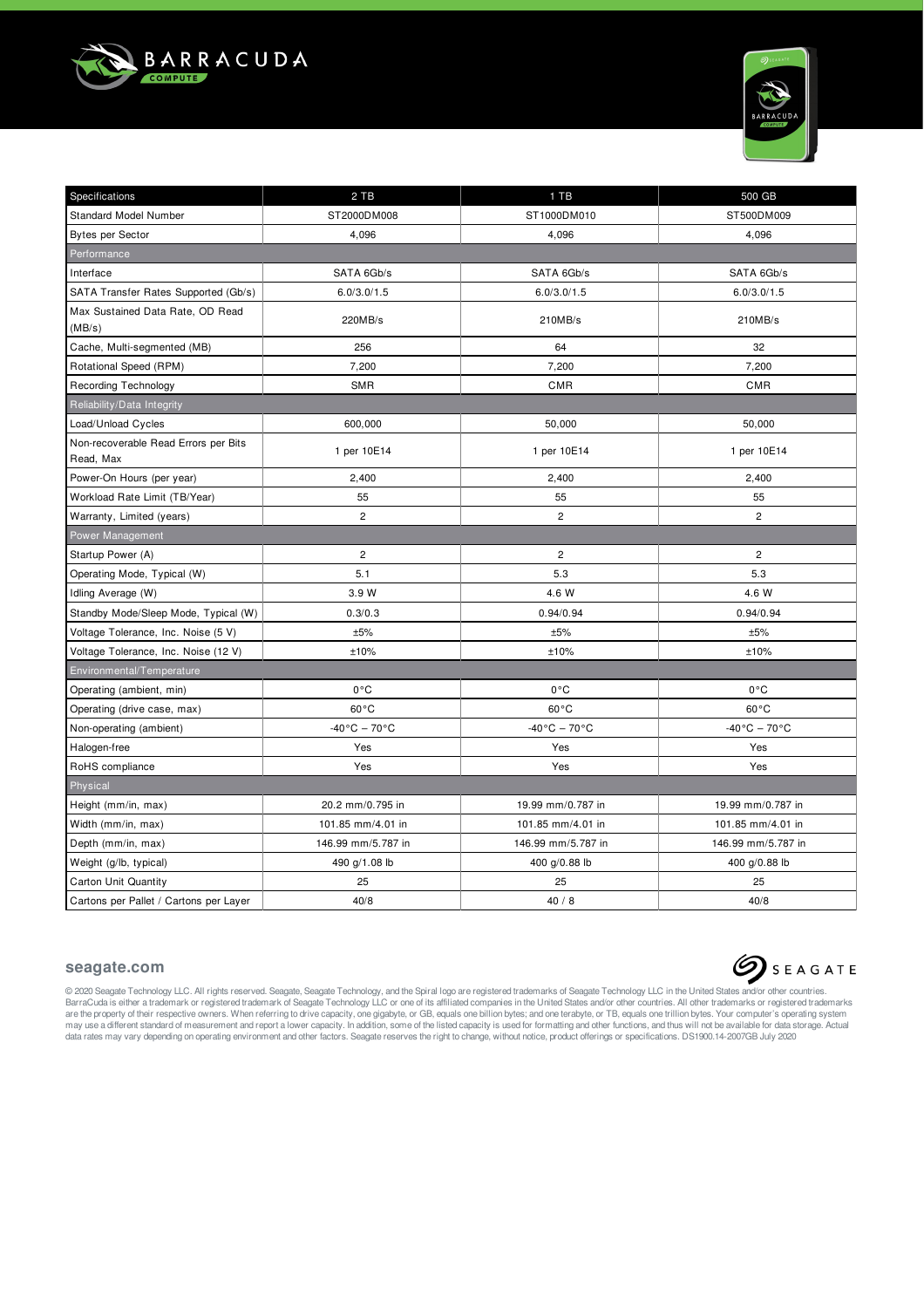# BARRACUDA COMPUTE

| Specifications | 2 TB | 1 TB | 500 GB |
| --- | --- | --- | --- |
| Standard Model Number | ST2000DM008 | ST1000DM010 | ST500DM009 |
| Bytes per Sector | 4,096 | 4,096 | 4,096 |
| **Performance** | | | |
| Interface | SATA 6Gb/s | SATA 6Gb/s | SATA 6Gb/s |
| SATA Transfer Rates Supported (Gb/s) | 6.0/3.0/1.5 | 6.0/3.0/1.5 | 6.0/3.0/1.5 |
| Max Sustained Data Rate, OD Read (MB/s) | 220MB/s | 210MB/s | 210MB/s |
| Cache, Multi-segmented (MB) | 256 | 64 | 32 |
| Rotational Speed (RPM) | 7,200 | 7,200 | 7,200 |
| Recording Technology | SMR | CMR | CMR |
| **Reliability/Data Integrity** | | | |
| Load/Unload Cycles | 600,000 | 50,000 | 50,000 |
| Non-recoverable Read Errors per Bits Read, Max | 1 per 10E14 | 1 per 10E14 | 1 per 10E14 |
| Power-On Hours (per year) | 2,400 | 2,400 | 2,400 |
| Workload Rate Limit (TB/Year) | 55 | 55 | 55 |
| Warranty, Limited (years) | 2 | 2 | 2 |
| **Power Management** | | | |
| Startup Power (A) | 2 | 2 | 2 |
| Operating Mode, Typical (W) | 5.1 | 5.3 | 5.3 |
| Idling Average (W) | 3.9 W | 4.6 W | 4.6 W |
| Standby Mode/Sleep Mode, Typical (W) | 0.3/0.3 | 0.94/0.94 | 0.94/0.94 |
| Voltage Tolerance, Inc. Noise (5 V) | ±5% | ±5% | ±5% |
| Voltage Tolerance, Inc. Noise (12 V) | ±10% | ±10% | ±10% |
| **Environmental/Temperature** | | | |
| Operating (ambient, min) | 0°C | 0°C | 0°C |
| Operating (drive case, max) | 60°C | 60°C | 60°C |
| Non-operating (ambient) | -40°C – 70°C | -40°C – 70°C | -40°C – 70°C |
| Halogen-free | Yes | Yes | Yes |
| RoHS compliance | Yes | Yes | Yes |
| **Physical** | | | |
| Height (mm/in, max) | 20.2 mm/0.795 in | 19.99 mm/0.787 in | 19.99 mm/0.787 in |
| Width (mm/in, max) | 101.85 mm/4.01 in | 101.85 mm/4.01 in | 101.85 mm/4.01 in |
| Depth (mm/in, max) | 146.99 mm/5.787 in | 146.99 mm/5.787 in | 146.99 mm/5.787 in |
| Weight (g/lb, typical) | 490 g/1.08 lb | 400 g/0.88 lb | 400 g/0.88 lb |
| Carton Unit Quantity | 25 | 25 | 25 |
| Cartons per Pallet / Cartons per Layer | 40/8 | 40 / 8 | 40/8 |

**seagate.com**

SEAGATE

© 2020 Seagate Technology LLC. All rights reserved. Seagate, Seagate Technology, and the Spiral logo are registered trademarks of Seagate Technology LLC in the United States and/or other countries. BarraCuda is either a trademark or registered trademark of Seagate Technology LLC or one of its affiliated companies in the United States and/or other countries. All other trademarks or registered trademarks are the property of their respective owners. When referring to drive capacity, one gigabyte, or GB, equals one billion bytes; and one terabyte, or TB, equals one trillion bytes. Your computer's operating system may use a different standard of measurement and report a lower capacity. In addition, some of the listed capacity is used for formatting and other functions, and thus will not be available for data storage. Actual data rates may vary depending on operating environment and other factors. Seagate reserves the right to change, without notice, product offerings or specifications. DS1900.14-2007GB July 2020